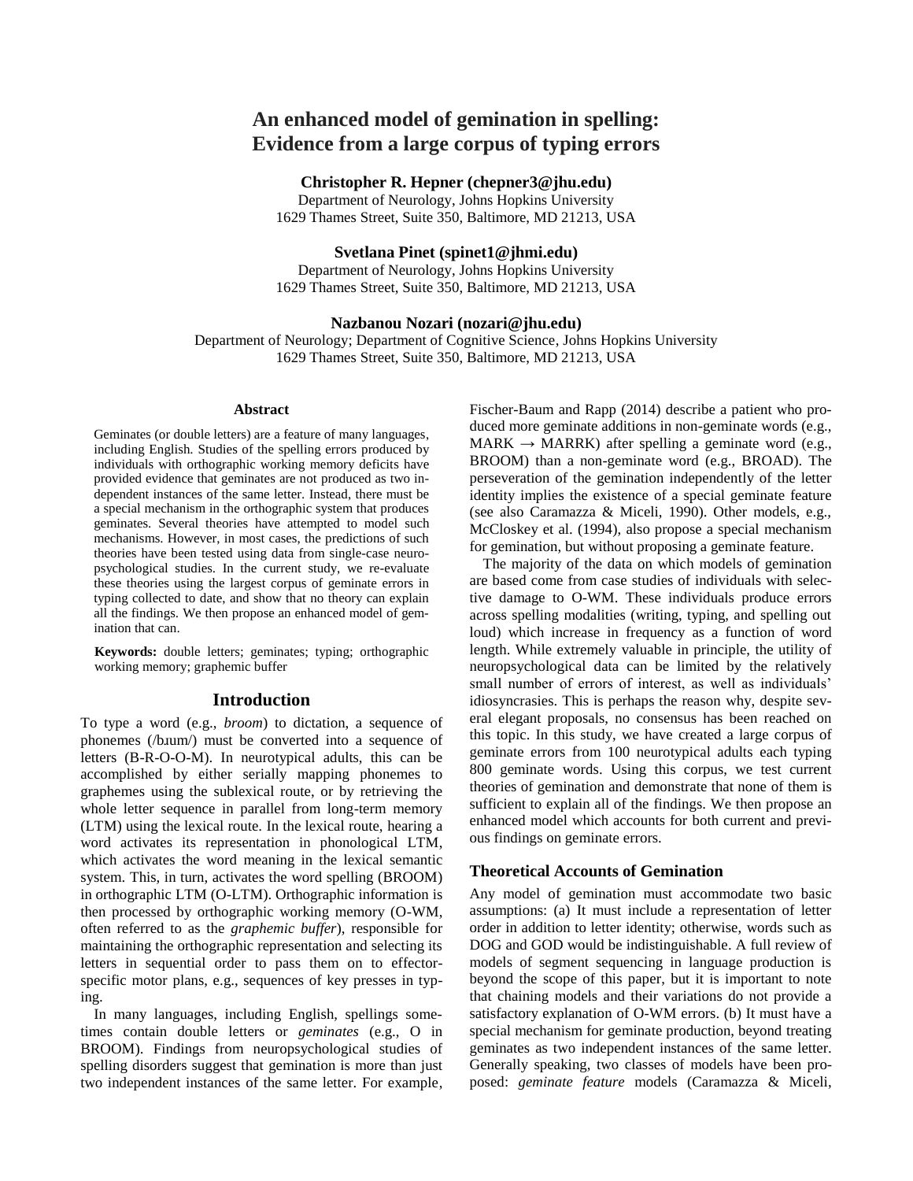# An enhanced model of gemination in spelling: Evidence from a large corpus of typing errors

**Christopher R. Hepner (chepner3@jhu.edu)**
Department of Neurology, Johns Hopkins University
1629 Thames Street, Suite 350, Baltimore, MD 21213, USA

**Svetlana Pinet (spinet1@jhmi.edu)**
Department of Neurology, Johns Hopkins University
1629 Thames Street, Suite 350, Baltimore, MD 21213, USA

**Nazbanou Nozari (nozari@jhu.edu)**
Department of Neurology; Department of Cognitive Science, Johns Hopkins University
1629 Thames Street, Suite 350, Baltimore, MD 21213, USA

## Abstract

Geminates (or double letters) are a feature of many languages, including English. Studies of the spelling errors produced by individuals with orthographic working memory deficits have provided evidence that geminates are not produced as two independent instances of the same letter. Instead, there must be a special mechanism in the orthographic system that produces geminates. Several theories have attempted to model such mechanisms. However, in most cases, the predictions of such theories have been tested using data from single-case neuropsychological studies. In the current study, we re-evaluate these theories using the largest corpus of geminate errors in typing collected to date, and show that no theory can explain all the findings. We then propose an enhanced model of gemination that can.

**Keywords:** double letters; geminates; typing; orthographic working memory; graphemic buffer

## Introduction

To type a word (e.g., *broom*) to dictation, a sequence of phonemes (/bɹum/) must be converted into a sequence of letters (B-R-O-O-M). In neurotypical adults, this can be accomplished by either serially mapping phonemes to graphemes using the sublexical route, or by retrieving the whole letter sequence in parallel from long-term memory (LTM) using the lexical route. In the lexical route, hearing a word activates its representation in phonological LTM, which activates the word meaning in the lexical semantic system. This, in turn, activates the word spelling (BROOM) in orthographic LTM (O-LTM). Orthographic information is then processed by orthographic working memory (O-WM, often referred to as the *graphemic buffer*), responsible for maintaining the orthographic representation and selecting its letters in sequential order to pass them on to effector-specific motor plans, e.g., sequences of key presses in typing.

In many languages, including English, spellings sometimes contain double letters or *geminates* (e.g., O in BROOM). Findings from neuropsychological studies of spelling disorders suggest that gemination is more than just two independent instances of the same letter. For example, Fischer-Baum and Rapp (2014) describe a patient who produced more geminate additions in non-geminate words (e.g., MARK → MARRK) after spelling a geminate word (e.g., BROOM) than a non-geminate word (e.g., BROAD). The perseveration of the gemination independently of the letter identity implies the existence of a special geminate feature (see also Caramazza & Miceli, 1990). Other models, e.g., McCloskey et al. (1994), also propose a special mechanism for gemination, but without proposing a geminate feature.

The majority of the data on which models of gemination are based come from case studies of individuals with selective damage to O-WM. These individuals produce errors across spelling modalities (writing, typing, and spelling out loud) which increase in frequency as a function of word length. While extremely valuable in principle, the utility of neuropsychological data can be limited by the relatively small number of errors of interest, as well as individuals' idiosyncrasies. This is perhaps the reason why, despite several elegant proposals, no consensus has been reached on this topic. In this study, we have created a large corpus of geminate errors from 100 neurotypical adults each typing 800 geminate words. Using this corpus, we test current theories of gemination and demonstrate that none of them is sufficient to explain all of the findings. We then propose an enhanced model which accounts for both current and previous findings on geminate errors.

### Theoretical Accounts of Gemination

Any model of gemination must accommodate two basic assumptions: (a) It must include a representation of letter order in addition to letter identity; otherwise, words such as DOG and GOD would be indistinguishable. A full review of models of segment sequencing in language production is beyond the scope of this paper, but it is important to note that chaining models and their variations do not provide a satisfactory explanation of O-WM errors. (b) It must have a special mechanism for geminate production, beyond treating geminates as two independent instances of the same letter. Generally speaking, two classes of models have been proposed: *geminate feature* models (Caramazza & Miceli,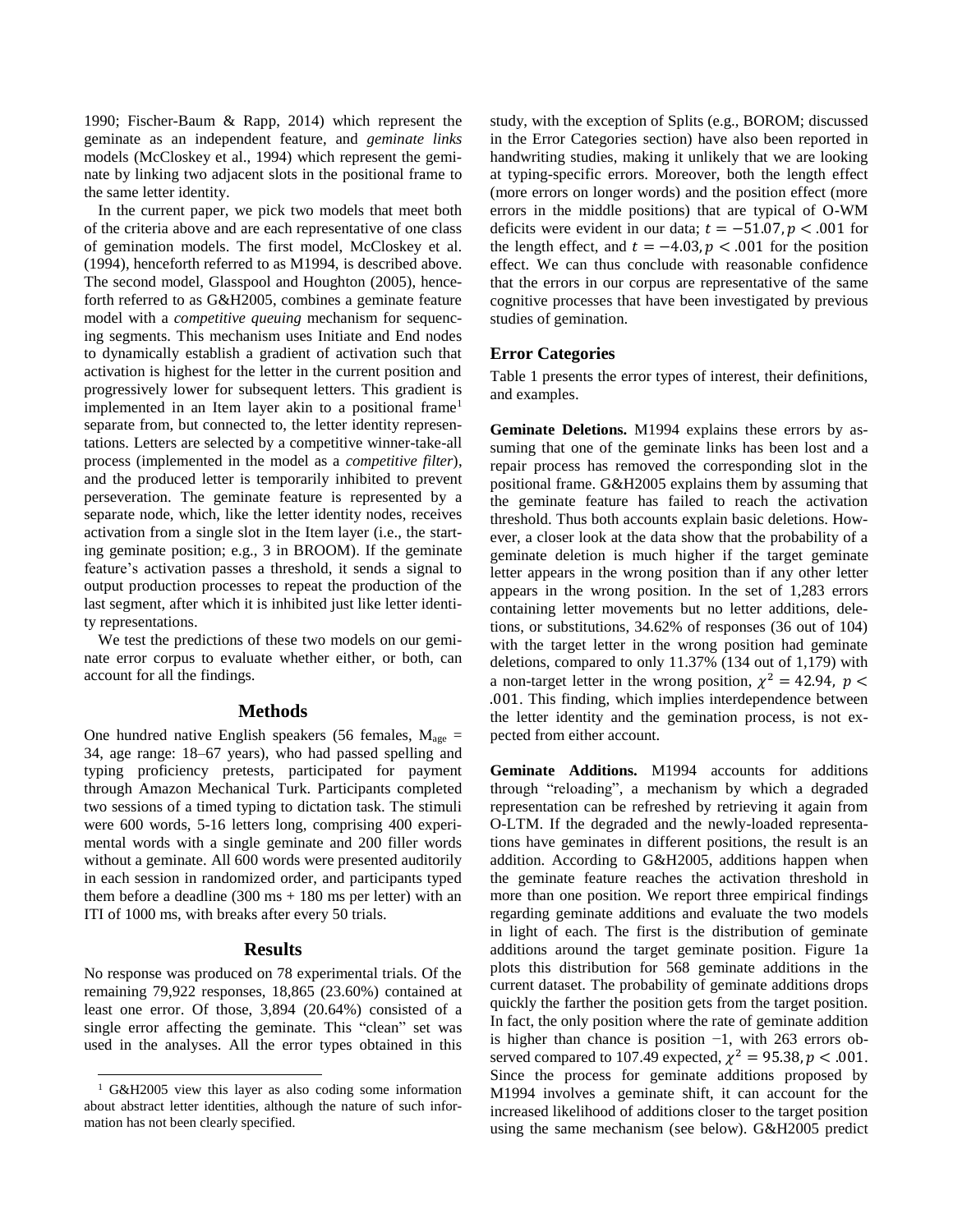1990; Fischer-Baum & Rapp, 2014) which represent the geminate as an independent feature, and *geminate links* models (McCloskey et al., 1994) which represent the geminate by linking two adjacent slots in the positional frame to the same letter identity.

In the current paper, we pick two models that meet both of the criteria above and are each representative of one class of gemination models. The first model, McCloskey et al. (1994), henceforth referred to as M1994, is described above. The second model, Glasspool and Houghton (2005), henceforth referred to as G&H2005, combines a geminate feature model with a *competitive queuing* mechanism for sequencing segments. This mechanism uses Initiate and End nodes to dynamically establish a gradient of activation such that activation is highest for the letter in the current position and progressively lower for subsequent letters. This gradient is implemented in an Item layer akin to a positional frame[1] separate from, but connected to, the letter identity representations. Letters are selected by a competitive winner-take-all process (implemented in the model as a *competitive filter*), and the produced letter is temporarily inhibited to prevent perseveration. The geminate feature is represented by a separate node, which, like the letter identity nodes, receives activation from a single slot in the Item layer (i.e., the starting geminate position; e.g., 3 in BROOM). If the geminate feature's activation passes a threshold, it sends a signal to output production processes to repeat the production of the last segment, after which it is inhibited just like letter identity representations.

We test the predictions of these two models on our geminate error corpus to evaluate whether either, or both, can account for all the findings.

## Methods

One hundred native English speakers (56 females, $M_{age}$ = 34, age range: 18–67 years), who had passed spelling and typing proficiency pretests, participated for payment through Amazon Mechanical Turk. Participants completed two sessions of a timed typing to dictation task. The stimuli were 600 words, 5-16 letters long, comprising 400 experimental words with a single geminate and 200 filler words without a geminate. All 600 words were presented auditorily in each session in randomized order, and participants typed them before a deadline (300 ms + 180 ms per letter) with an ITI of 1000 ms, with breaks after every 50 trials.

## Results

No response was produced on 78 experimental trials. Of the remaining 79,922 responses, 18,865 (23.60%) contained at least one error. Of those, 3,894 (20.64%) consisted of a single error affecting the geminate. This "clean" set was used in the analyses. All the error types obtained in this study, with the exception of Splits (e.g., BOROM; discussed in the Error Categories section) have also been reported in handwriting studies, making it unlikely that we are looking at typing-specific errors. Moreover, both the length effect (more errors on longer words) and the position effect (more errors in the middle positions) that are typical of O-WM deficits were evident in our data; $t = -51.07, p < .001$ for the length effect, and $t = -4.03, p < .001$ for the position effect. We can thus conclude with reasonable confidence that the errors in our corpus are representative of the same cognitive processes that have been investigated by previous studies of gemination.

### Error Categories

Table 1 presents the error types of interest, their definitions, and examples.

**Geminate Deletions.** M1994 explains these errors by assuming that one of the geminate links has been lost and a repair process has removed the corresponding slot in the positional frame. G&H2005 explains them by assuming that the geminate feature has failed to reach the activation threshold. Thus both accounts explain basic deletions. However, a closer look at the data show that the probability of a geminate deletion is much higher if the target geminate letter appears in the wrong position than if any other letter appears in the wrong position. In the set of 1,283 errors containing letter movements but no letter additions, deletions, or substitutions, 34.62% of responses (36 out of 104) with the target letter in the wrong position had geminate deletions, compared to only 11.37% (134 out of 1,179) with a non-target letter in the wrong position, $\chi^2 = 42.94,\ p < .001$. This finding, which implies interdependence between the letter identity and the gemination process, is not expected from either account.

**Geminate Additions.** M1994 accounts for additions through "reloading", a mechanism by which a degraded representation can be refreshed by retrieving it again from O-LTM. If the degraded and the newly-loaded representations have geminates in different positions, the result is an addition. According to G&H2005, additions happen when the geminate feature reaches the activation threshold in more than one position. We report three empirical findings regarding geminate additions and evaluate the two models in light of each. The first is the distribution of geminate additions around the target geminate position. Figure 1a plots this distribution for 568 geminate additions in the current dataset. The probability of geminate additions drops quickly the farther the position gets from the target position. In fact, the only position where the rate of geminate addition is higher than chance is position −1, with 263 errors observed compared to 107.49 expected, $\chi^2 = 95.38, p < .001$. Since the process for geminate additions proposed by M1994 involves a geminate shift, it can account for the increased likelihood of additions closer to the target position using the same mechanism (see below). G&H2005 predict

[1] G&H2005 view this layer as also coding some information about abstract letter identities, although the nature of such information has not been clearly specified.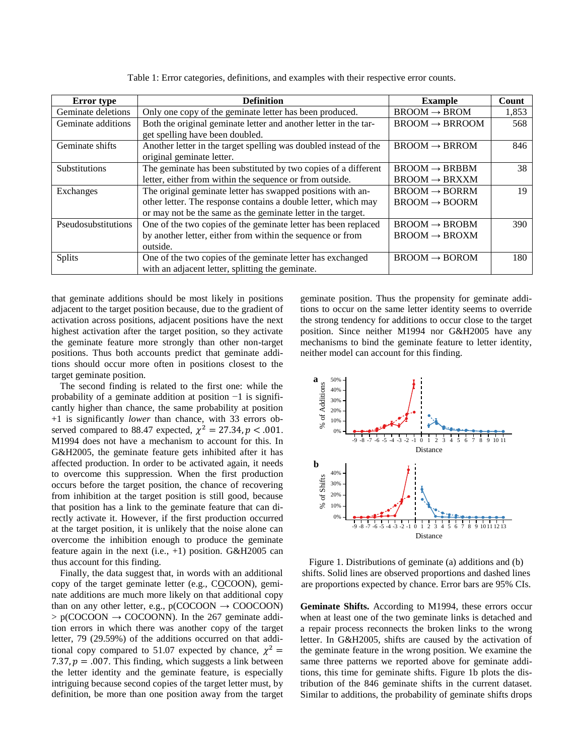Table 1: Error categories, definitions, and examples with their respective error counts.

| Error type | Definition | Example | Count |
|---|---|---|---|
| Geminate deletions | Only one copy of the geminate letter has been produced. | BROOM → BROM | 1,853 |
| Geminate additions | Both the original geminate letter and another letter in the target spelling have been doubled. | BROOM → BRROOM | 568 |
| Geminate shifts | Another letter in the target spelling was doubled instead of the original geminate letter. | BROOM → BRROM | 846 |
| Substitutions | The geminate has been substituted by two copies of a different letter, either from within the sequence or from outside. | BROOM → BRBBM<br>BROOM → BRXXM | 38 |
| Exchanges | The original geminate letter has swapped positions with another letter. The response contains a double letter, which may or may not be the same as the geminate letter in the target. | BROOM → BORRM<br>BROOM → BOORM | 19 |
| Pseudosubstitutions | One of the two copies of the geminate letter has been replaced by another letter, either from within the sequence or from outside. | BROOM → BROBM<br>BROOM → BROXM | 390 |
| Splits | One of the two copies of the geminate letter has exchanged with an adjacent letter, splitting the geminate. | BROOM → BOROM | 180 |

that geminate additions should be most likely in positions adjacent to the target position because, due to the gradient of activation across positions, adjacent positions have the next highest activation after the target position, so they activate the geminate feature more strongly than other non-target positions. Thus both accounts predict that geminate additions should occur more often in positions closest to the target geminate position.

The second finding is related to the first one: while the probability of a geminate addition at position −1 is significantly higher than chance, the same probability at position +1 is significantly *lower* than chance, with 33 errors observed compared to 88.47 expected, $\chi^2 = 27.34, p < .001$. M1994 does not have a mechanism to account for this. In G&H2005, the geminate feature gets inhibited after it has affected production. In order to be activated again, it needs to overcome this suppression. When the first production occurs before the target position, the chance of recovering from inhibition at the target position is still good, because that position has a link to the geminate feature that can directly activate it. However, if the first production occurred at the target position, it is unlikely that the noise alone can overcome the inhibition enough to produce the geminate feature again in the next (i.e., +1) position. G&H2005 can thus account for this finding.

Finally, the data suggest that, in words with an additional copy of the target geminate letter (e.g., C<u>O</u>COON), geminate additions are much more likely on that additional copy than on any other letter, e.g., p(COCOON → COOCOON) > p(COCOON → COCOONN). In the 267 geminate addition errors in which there was another copy of the target letter, 79 (29.59%) of the additions occurred on that additional copy compared to 51.07 expected by chance, $\chi^2 = 7.37, p = .007$. This finding, which suggests a link between the letter identity and the geminate feature, is especially intriguing because second copies of the target letter must, by definition, be more than one position away from the target geminate position. Thus the propensity for geminate additions to occur on the same letter identity seems to override the strong tendency for additions to occur close to the target position. Since neither M1994 nor G&H2005 have any mechanisms to bind the geminate feature to letter identity, neither model can account for this finding.

Figure 1. Distributions of geminate (a) additions and (b) shifts. Solid lines are observed proportions and dashed lines are proportions expected by chance. Error bars are 95% CIs.

**Geminate Shifts.** According to M1994, these errors occur when at least one of the two geminate links is detached and a repair process reconnects the broken links to the wrong letter. In G&H2005, shifts are caused by the activation of the geminate feature in the wrong position. We examine the same three patterns we reported above for geminate additions, this time for geminate shifts. Figure 1b plots the distribution of the 846 geminate shifts in the current dataset. Similar to additions, the probability of geminate shifts drops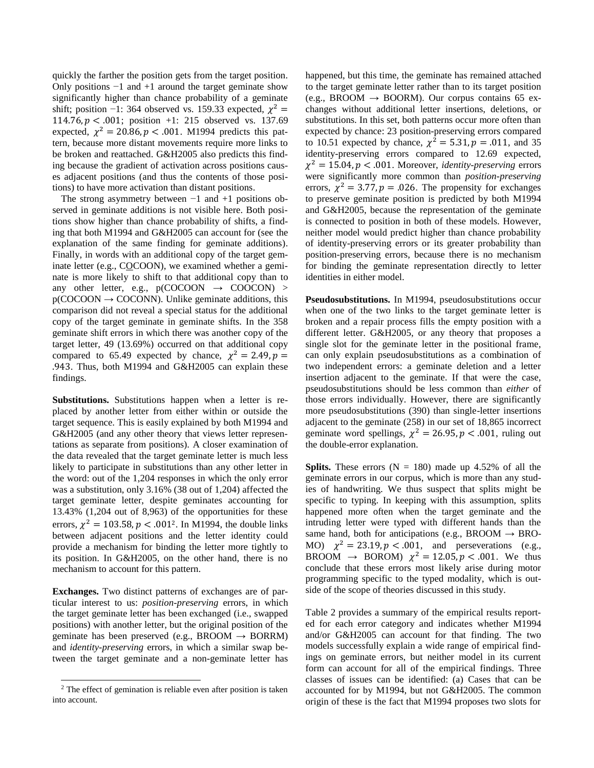quickly the farther the position gets from the target position. Only positions −1 and +1 around the target geminate show significantly higher than chance probability of a geminate shift; position −1: 364 observed vs. 159.33 expected, $\chi^2 = 114.76, p < .001$; position +1: 215 observed vs. 137.69 expected, $\chi^2 = 20.86, p < .001$. M1994 predicts this pattern, because more distant movements require more links to be broken and reattached. G&H2005 also predicts this finding because the gradient of activation across positions causes adjacent positions (and thus the contents of those positions) to have more activation than distant positions.

The strong asymmetry between −1 and +1 positions observed in geminate additions is not visible here. Both positions show higher than chance probability of shifts, a finding that both M1994 and G&H2005 can account for (see the explanation of the same finding for geminate additions). Finally, in words with an additional copy of the target geminate letter (e.g., CO̲COON), we examined whether a geminate is more likely to shift to that additional copy than to any other letter, e.g., p(COCOON → COOCON) > p(COCOON → COCONN). Unlike geminate additions, this comparison did not reveal a special status for the additional copy of the target geminate in geminate shifts. In the 358 geminate shift errors in which there was another copy of the target letter, 49 (13.69%) occurred on that additional copy compared to 65.49 expected by chance, $\chi^2 = 2.49, p = .943$. Thus, both M1994 and G&H2005 can explain these findings.

**Substitutions.** Substitutions happen when a letter is replaced by another letter from either within or outside the target sequence. This is easily explained by both M1994 and G&H2005 (and any other theory that views letter representations as separate from positions). A closer examination of the data revealed that the target geminate letter is much less likely to participate in substitutions than any other letter in the word: out of the 1,204 responses in which the only error was a substitution, only 3.16% (38 out of 1,204) affected the target geminate letter, despite geminates accounting for 13.43% (1,204 out of 8,963) of the opportunities for these errors, $\chi^2 = 103.58, p < .001$[2]. In M1994, the double links between adjacent positions and the letter identity could provide a mechanism for binding the letter more tightly to its position. In G&H2005, on the other hand, there is no mechanism to account for this pattern.

**Exchanges.** Two distinct patterns of exchanges are of particular interest to us: *position-preserving* errors, in which the target geminate letter has been exchanged (i.e., swapped positions) with another letter, but the original position of the geminate has been preserved (e.g., BROOM → BORRM) and *identity-preserving* errors, in which a similar swap between the target geminate and a non-geminate letter has happened, but this time, the geminate has remained attached to the target geminate letter rather than to its target position (e.g., BROOM → BOORM). Our corpus contains 65 exchanges without additional letter insertions, deletions, or substitutions. In this set, both patterns occur more often than expected by chance: 23 position-preserving errors compared to 10.51 expected by chance, $\chi^2 = 5.31, p = .011$, and 35 identity-preserving errors compared to 12.69 expected, $\chi^2 = 15.04, p < .001$. Moreover, *identity-preserving* errors were significantly more common than *position-preserving* errors, $\chi^2 = 3.77, p = .026$. The propensity for exchanges to preserve geminate position is predicted by both M1994 and G&H2005, because the representation of the geminate is connected to position in both of these models. However, neither model would predict higher than chance probability of identity-preserving errors or its greater probability than position-preserving errors, because there is no mechanism for binding the geminate representation directly to letter identities in either model.

**Pseudosubstitutions.** In M1994, pseudosubstitutions occur when one of the two links to the target geminate letter is broken and a repair process fills the empty position with a different letter. G&H2005, or any theory that proposes a single slot for the geminate letter in the positional frame, can only explain pseudosubstitutions as a combination of two independent errors: a geminate deletion and a letter insertion adjacent to the geminate. If that were the case, pseudosubstitutions should be less common than *either* of those errors individually. However, there are significantly more pseudosubstitutions (390) than single-letter insertions adjacent to the geminate (258) in our set of 18,865 incorrect geminate word spellings, $\chi^2 = 26.95, p < .001$, ruling out the double-error explanation.

**Splits.** These errors (N = 180) made up 4.52% of all the geminate errors in our corpus, which is more than any studies of handwriting. We thus suspect that splits might be specific to typing. In keeping with this assumption, splits happened more often when the target geminate and the intruding letter were typed with different hands than the same hand, both for anticipations (e.g., BROOM → BROMO) $\chi^2 = 23.19, p < .001$, and perseverations (e.g., BROOM → BOROM) $\chi^2 = 12.05, p < .001$. We thus conclude that these errors most likely arise during motor programming specific to the typed modality, which is outside of the scope of theories discussed in this study.

Table 2 provides a summary of the empirical results reported for each error category and indicates whether M1994 and/or G&H2005 can account for that finding. The two models successfully explain a wide range of empirical findings on geminate errors, but neither model in its current form can account for all of the empirical findings. Three classes of issues can be identified: (a) Cases that can be accounted for by M1994, but not G&H2005. The common origin of these is the fact that M1994 proposes two slots for

[2] The effect of gemination is reliable even after position is taken into account.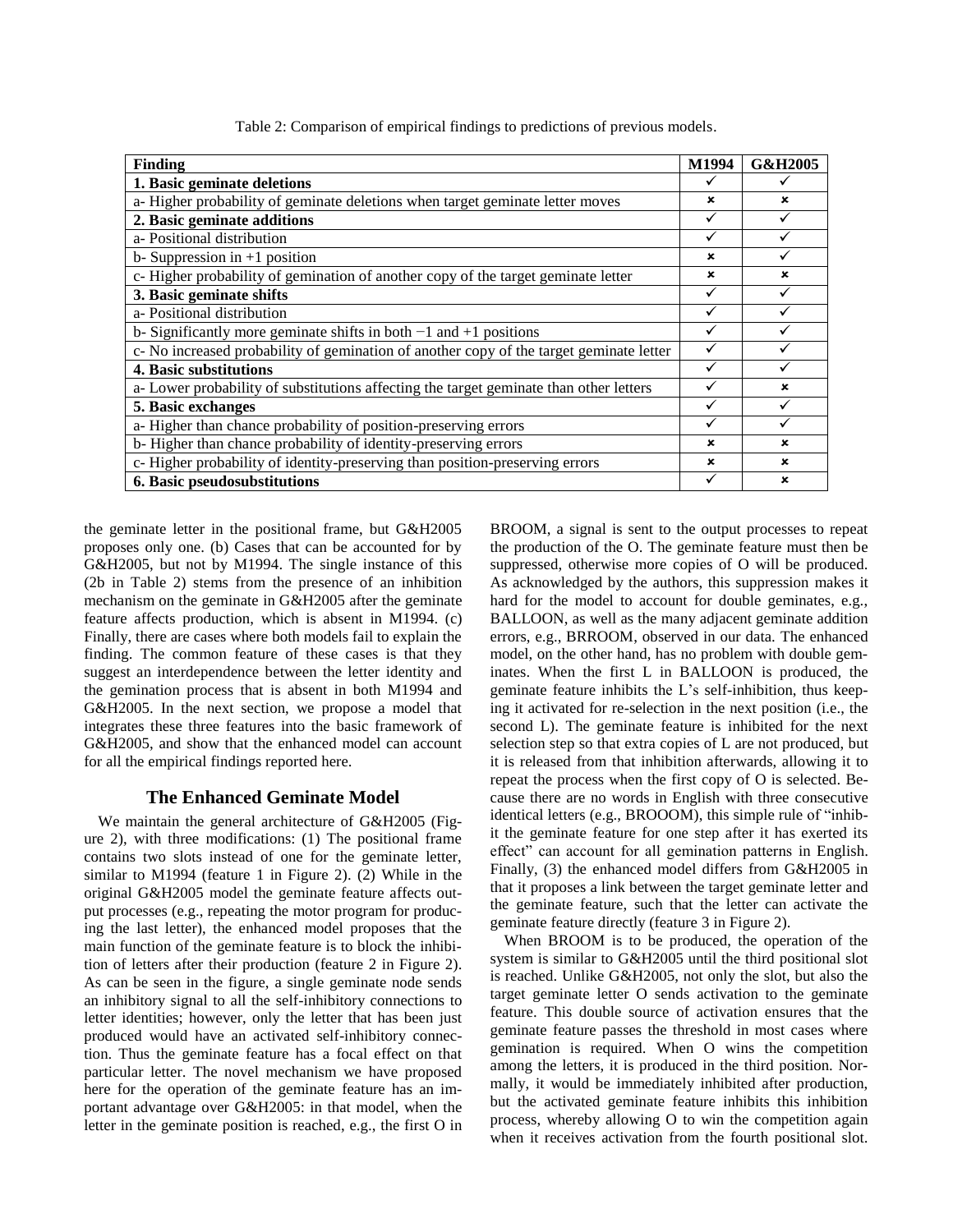Table 2: Comparison of empirical findings to predictions of previous models.

| Finding | M1994 | G&H2005 |
|---|---|---|
| **1. Basic geminate deletions** | ✓ | ✓ |
| a- Higher probability of geminate deletions when target geminate letter moves | ✗ | ✗ |
| **2. Basic geminate additions** | ✓ | ✓ |
| a- Positional distribution | ✓ | ✓ |
| b- Suppression in +1 position | ✗ | ✓ |
| c- Higher probability of gemination of another copy of the target geminate letter | ✗ | ✗ |
| **3. Basic geminate shifts** | ✓ | ✓ |
| a- Positional distribution | ✓ | ✓ |
| b- Significantly more geminate shifts in both −1 and +1 positions | ✓ | ✓ |
| c- No increased probability of gemination of another copy of the target geminate letter | ✓ | ✓ |
| **4. Basic substitutions** | ✓ | ✓ |
| a- Lower probability of substitutions affecting the target geminate than other letters | ✓ | ✗ |
| **5. Basic exchanges** | ✓ | ✓ |
| a- Higher than chance probability of position-preserving errors | ✓ | ✓ |
| b- Higher than chance probability of identity-preserving errors | ✗ | ✗ |
| c- Higher probability of identity-preserving than position-preserving errors | ✗ | ✗ |
| **6. Basic pseudosubstitutions** | ✓ | ✗ |

the geminate letter in the positional frame, but G&H2005 proposes only one. (b) Cases that can be accounted for by G&H2005, but not by M1994. The single instance of this (2b in Table 2) stems from the presence of an inhibition mechanism on the geminate in G&H2005 after the geminate feature affects production, which is absent in M1994. (c) Finally, there are cases where both models fail to explain the finding. The common feature of these cases is that they suggest an interdependence between the letter identity and the gemination process that is absent in both M1994 and G&H2005. In the next section, we propose a model that integrates these three features into the basic framework of G&H2005, and show that the enhanced model can account for all the empirical findings reported here.

## The Enhanced Geminate Model

We maintain the general architecture of G&H2005 (Figure 2), with three modifications: (1) The positional frame contains two slots instead of one for the geminate letter, similar to M1994 (feature 1 in Figure 2). (2) While in the original G&H2005 model the geminate feature affects output processes (e.g., repeating the motor program for producing the last letter), the enhanced model proposes that the main function of the geminate feature is to block the inhibition of letters after their production (feature 2 in Figure 2). As can be seen in the figure, a single geminate node sends an inhibitory signal to all the self-inhibitory connections to letter identities; however, only the letter that has been just produced would have an activated self-inhibitory connection. Thus the geminate feature has a focal effect on that particular letter. The novel mechanism we have proposed here for the operation of the geminate feature has an important advantage over G&H2005: in that model, when the letter in the geminate position is reached, e.g., the first O in BROOM, a signal is sent to the output processes to repeat the production of the O. The geminate feature must then be suppressed, otherwise more copies of O will be produced. As acknowledged by the authors, this suppression makes it hard for the model to account for double geminates, e.g., BALLOON, as well as the many adjacent geminate addition errors, e.g., BRROOM, observed in our data. The enhanced model, on the other hand, has no problem with double geminates. When the first L in BALLOON is produced, the geminate feature inhibits the L's self-inhibition, thus keeping it activated for re-selection in the next position (i.e., the second L). The geminate feature is inhibited for the next selection step so that extra copies of L are not produced, but it is released from that inhibition afterwards, allowing it to repeat the process when the first copy of O is selected. Because there are no words in English with three consecutive identical letters (e.g., BROOOM), this simple rule of "inhibit the geminate feature for one step after it has exerted its effect" can account for all gemination patterns in English. Finally, (3) the enhanced model differs from G&H2005 in that it proposes a link between the target geminate letter and the geminate feature, such that the letter can activate the geminate feature directly (feature 3 in Figure 2).

When BROOM is to be produced, the operation of the system is similar to G&H2005 until the third positional slot is reached. Unlike G&H2005, not only the slot, but also the target geminate letter O sends activation to the geminate feature. This double source of activation ensures that the geminate feature passes the threshold in most cases where gemination is required. When O wins the competition among the letters, it is produced in the third position. Normally, it would be immediately inhibited after production, but the activated geminate feature inhibits this inhibition process, whereby allowing O to win the competition again when it receives activation from the fourth positional slot.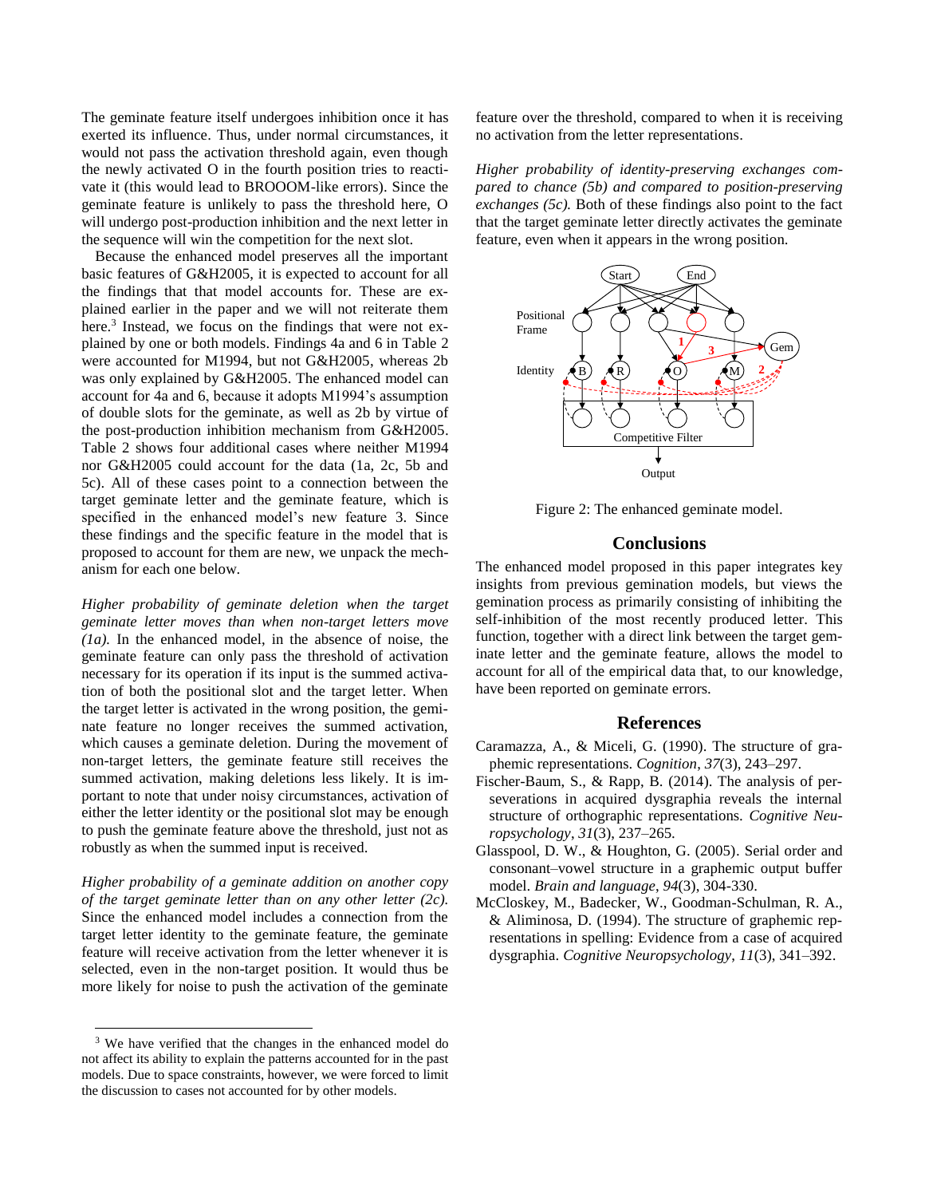The geminate feature itself undergoes inhibition once it has exerted its influence. Thus, under normal circumstances, it would not pass the activation threshold again, even though the newly activated O in the fourth position tries to reactivate it (this would lead to BROOOM-like errors). Since the geminate feature is unlikely to pass the threshold here, O will undergo post-production inhibition and the next letter in the sequence will win the competition for the next slot.

Because the enhanced model preserves all the important basic features of G&H2005, it is expected to account for all the findings that that model accounts for. These are explained earlier in the paper and we will not reiterate them here.[3] Instead, we focus on the findings that were not explained by one or both models. Findings 4a and 6 in Table 2 were accounted for M1994, but not G&H2005, whereas 2b was only explained by G&H2005. The enhanced model can account for 4a and 6, because it adopts M1994's assumption of double slots for the geminate, as well as 2b by virtue of the post-production inhibition mechanism from G&H2005. Table 2 shows four additional cases where neither M1994 nor G&H2005 could account for the data (1a, 2c, 5b and 5c). All of these cases point to a connection between the target geminate letter and the geminate feature, which is specified in the enhanced model's new feature 3. Since these findings and the specific feature in the model that is proposed to account for them are new, we unpack the mechanism for each one below.

*Higher probability of geminate deletion when the target geminate letter moves than when non-target letters move (1a).* In the enhanced model, in the absence of noise, the geminate feature can only pass the threshold of activation necessary for its operation if its input is the summed activation of both the positional slot and the target letter. When the target letter is activated in the wrong position, the geminate feature no longer receives the summed activation, which causes a geminate deletion. During the movement of non-target letters, the geminate feature still receives the summed activation, making deletions less likely. It is important to note that under noisy circumstances, activation of either the letter identity or the positional slot may be enough to push the geminate feature above the threshold, just not as robustly as when the summed input is received.

*Higher probability of a geminate addition on another copy of the target geminate letter than on any other letter (2c).* Since the enhanced model includes a connection from the target letter identity to the geminate feature, the geminate feature will receive activation from the letter whenever it is selected, even in the non-target position. It would thus be more likely for noise to push the activation of the geminate feature over the threshold, compared to when it is receiving no activation from the letter representations.

*Higher probability of identity-preserving exchanges compared to chance (5b) and compared to position-preserving exchanges (5c).* Both of these findings also point to the fact that the target geminate letter directly activates the geminate feature, even when it appears in the wrong position.

Start
End
Positional Frame
Identity
Gem
1
2
3
B
R
O
M
Competitive Filter
Output

Figure 2: The enhanced geminate model.

## Conclusions

The enhanced model proposed in this paper integrates key insights from previous gemination models, but views the gemination process as primarily consisting of inhibiting the self-inhibition of the most recently produced letter. This function, together with a direct link between the target geminate letter and the geminate feature, allows the model to account for all of the empirical data that, to our knowledge, have been reported on geminate errors.

## References

Caramazza, A., & Miceli, G. (1990). The structure of graphemic representations. *Cognition*, *37*(3), 243–297.

Fischer-Baum, S., & Rapp, B. (2014). The analysis of perseverations in acquired dysgraphia reveals the internal structure of orthographic representations. *Cognitive Neuropsychology*, *31*(3), 237–265.

Glasspool, D. W., & Houghton, G. (2005). Serial order and consonant–vowel structure in a graphemic output buffer model. *Brain and language*, *94*(3), 304-330.

McCloskey, M., Badecker, W., Goodman-Schulman, R. A., & Aliminosa, D. (1994). The structure of graphemic representations in spelling: Evidence from a case of acquired dysgraphia. *Cognitive Neuropsychology*, *11*(3), 341–392.

[3] We have verified that the changes in the enhanced model do not affect its ability to explain the patterns accounted for in the past models. Due to space constraints, however, we were forced to limit the discussion to cases not accounted for by other models.